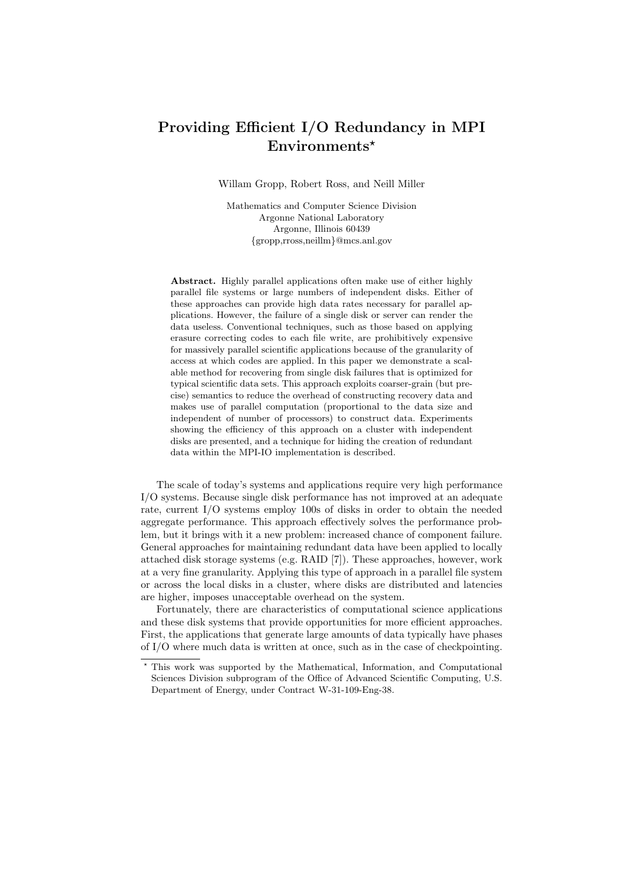# Providing Efficient I/O Redundancy in MPI Environments*

Willam Gropp, Robert Ross, and Neill Miller

Mathematics and Computer Science Division
Argonne National Laboratory
Argonne, Illinois 60439
{gropp,rross,neillm}@mcs.anl.gov

**Abstract.** Highly parallel applications often make use of either highly parallel file systems or large numbers of independent disks. Either of these approaches can provide high data rates necessary for parallel applications. However, the failure of a single disk or server can render the data useless. Conventional techniques, such as those based on applying erasure correcting codes to each file write, are prohibitively expensive for massively parallel scientific applications because of the granularity of access at which codes are applied. In this paper we demonstrate a scalable method for recovering from single disk failures that is optimized for typical scientific data sets. This approach exploits coarser-grain (but precise) semantics to reduce the overhead of constructing recovery data and makes use of parallel computation (proportional to the data size and independent of number of processors) to construct data. Experiments showing the efficiency of this approach on a cluster with independent disks are presented, and a technique for hiding the creation of redundant data within the MPI-IO implementation is described.

The scale of today's systems and applications require very high performance I/O systems. Because single disk performance has not improved at an adequate rate, current I/O systems employ 100s of disks in order to obtain the needed aggregate performance. This approach effectively solves the performance problem, but it brings with it a new problem: increased chance of component failure. General approaches for maintaining redundant data have been applied to locally attached disk storage systems (e.g. RAID [7]). These approaches, however, work at a very fine granularity. Applying this type of approach in a parallel file system or across the local disks in a cluster, where disks are distributed and latencies are higher, imposes unacceptable overhead on the system.

Fortunately, there are characteristics of computational science applications and these disk systems that provide opportunities for more efficient approaches. First, the applications that generate large amounts of data typically have phases of I/O where much data is written at once, such as in the case of checkpointing.

* This work was supported by the Mathematical, Information, and Computational Sciences Division subprogram of the Office of Advanced Scientific Computing, U.S. Department of Energy, under Contract W-31-109-Eng-38.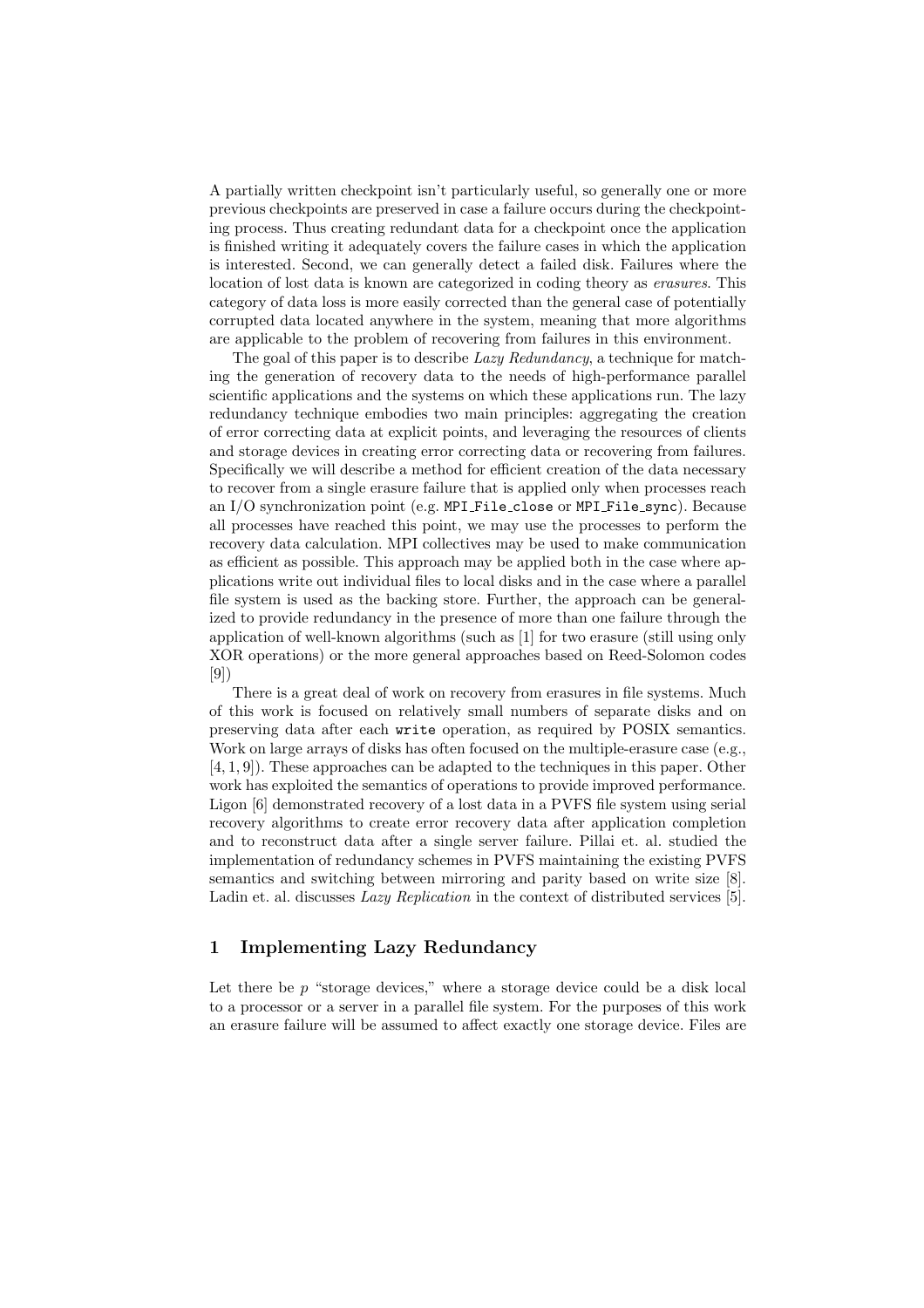A partially written checkpoint isn't particularly useful, so generally one or more previous checkpoints are preserved in case a failure occurs during the checkpointing process. Thus creating redundant data for a checkpoint once the application is finished writing it adequately covers the failure cases in which the application is interested. Second, we can generally detect a failed disk. Failures where the location of lost data is known are categorized in coding theory as *erasures*. This category of data loss is more easily corrected than the general case of potentially corrupted data located anywhere in the system, meaning that more algorithms are applicable to the problem of recovering from failures in this environment.

The goal of this paper is to describe *Lazy Redundancy*, a technique for matching the generation of recovery data to the needs of high-performance parallel scientific applications and the systems on which these applications run. The lazy redundancy technique embodies two main principles: aggregating the creation of error correcting data at explicit points, and leveraging the resources of clients and storage devices in creating error correcting data or recovering from failures. Specifically we will describe a method for efficient creation of the data necessary to recover from a single erasure failure that is applied only when processes reach an I/O synchronization point (e.g. `MPI_File_close` or `MPI_File_sync`). Because all processes have reached this point, we may use the processes to perform the recovery data calculation. MPI collectives may be used to make communication as efficient as possible. This approach may be applied both in the case where applications write out individual files to local disks and in the case where a parallel file system is used as the backing store. Further, the approach can be generalized to provide redundancy in the presence of more than one failure through the application of well-known algorithms (such as [1] for two erasure (still using only XOR operations) or the more general approaches based on Reed-Solomon codes [9])

There is a great deal of work on recovery from erasures in file systems. Much of this work is focused on relatively small numbers of separate disks and on preserving data after each `write` operation, as required by POSIX semantics. Work on large arrays of disks has often focused on the multiple-erasure case (e.g., [4, 1, 9]). These approaches can be adapted to the techniques in this paper. Other work has exploited the semantics of operations to provide improved performance. Ligon [6] demonstrated recovery of a lost data in a PVFS file system using serial recovery algorithms to create error recovery data after application completion and to reconstruct data after a single server failure. Pillai et. al. studied the implementation of redundancy schemes in PVFS maintaining the existing PVFS semantics and switching between mirroring and parity based on write size [8]. Ladin et. al. discusses *Lazy Replication* in the context of distributed services [5].

## 1 Implementing Lazy Redundancy

Let there be $p$ "storage devices," where a storage device could be a disk local to a processor or a server in a parallel file system. For the purposes of this work an erasure failure will be assumed to affect exactly one storage device. Files are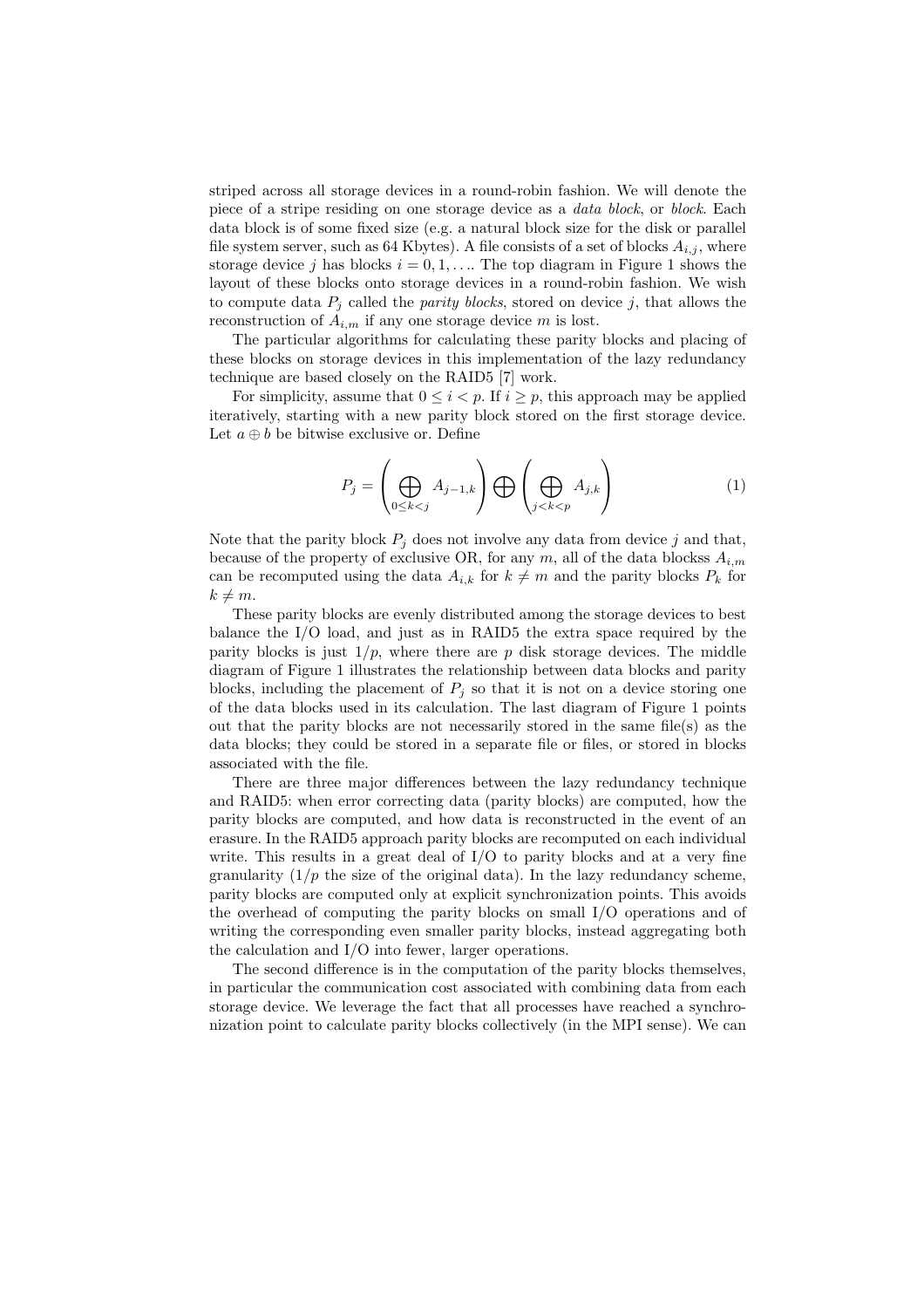striped across all storage devices in a round-robin fashion. We will denote the piece of a stripe residing on one storage device as a *data block*, or *block*. Each data block is of some fixed size (e.g. a natural block size for the disk or parallel file system server, such as 64 Kbytes). A file consists of a set of blocks $A_{i,j}$, where storage device $j$ has blocks $i = 0, 1, \ldots$. The top diagram in Figure 1 shows the layout of these blocks onto storage devices in a round-robin fashion. We wish to compute data $P_j$ called the *parity blocks*, stored on device $j$, that allows the reconstruction of $A_{i,m}$ if any one storage device $m$ is lost.

The particular algorithms for calculating these parity blocks and placing of these blocks on storage devices in this implementation of the lazy redundancy technique are based closely on the RAID5 [7] work.

For simplicity, assume that $0 \le i < p$. If $i \ge p$, this approach may be applied iteratively, starting with a new parity block stored on the first storage device. Let $a \oplus b$ be bitwise exclusive or. Define

$$P_j = \left( \bigoplus_{0 \le k < j} A_{j-1,k} \right) \bigoplus \left( \bigoplus_{j < k < p} A_{j,k} \right) \tag{1}$$

Note that the parity block $P_j$ does not involve any data from device $j$ and that, because of the property of exclusive OR, for any $m$, all of the data blockss $A_{i,m}$ can be recomputed using the data $A_{i,k}$ for $k \ne m$ and the parity blocks $P_k$ for $k \ne m$.

These parity blocks are evenly distributed among the storage devices to best balance the I/O load, and just as in RAID5 the extra space required by the parity blocks is just $1/p$, where there are $p$ disk storage devices. The middle diagram of Figure 1 illustrates the relationship between data blocks and parity blocks, including the placement of $P_j$ so that it is not on a device storing one of the data blocks used in its calculation. The last diagram of Figure 1 points out that the parity blocks are not necessarily stored in the same file(s) as the data blocks; they could be stored in a separate file or files, or stored in blocks associated with the file.

There are three major differences between the lazy redundancy technique and RAID5: when error correcting data (parity blocks) are computed, how the parity blocks are computed, and how data is reconstructed in the event of an erasure. In the RAID5 approach parity blocks are recomputed on each individual write. This results in a great deal of I/O to parity blocks and at a very fine granularity ($1/p$ the size of the original data). In the lazy redundancy scheme, parity blocks are computed only at explicit synchronization points. This avoids the overhead of computing the parity blocks on small I/O operations and of writing the corresponding even smaller parity blocks, instead aggregating both the calculation and I/O into fewer, larger operations.

The second difference is in the computation of the parity blocks themselves, in particular the communication cost associated with combining data from each storage device. We leverage the fact that all processes have reached a synchronization point to calculate parity blocks collectively (in the MPI sense). We can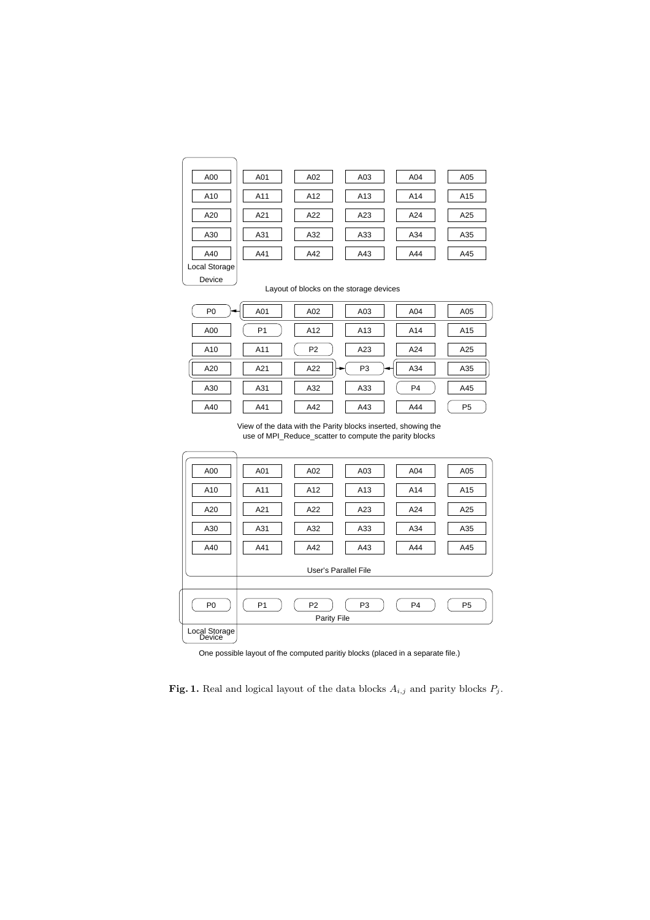| A00 | A01 | A02 | A03 | A04 | A05 |
|---|---|---|---|---|---|
| A10 | A11 | A12 | A13 | A14 | A15 |
| A20 | A21 | A22 | A23 | A24 | A25 |
| A30 | A31 | A32 | A33 | A34 | A35 |
| A40 | A41 | A42 | A43 | A44 | A45 |

Local Storage Device

Layout of blocks on the storage devices

| P0 | A01 | A02 | A03 | A04 | A05 |
|---|---|---|---|---|---|
| A00 | P1 | A12 | A13 | A14 | A15 |
| A10 | A11 | P2 | A23 | A24 | A25 |
| A20 | A21 | A22 | P3 | A34 | A35 |
| A30 | A31 | A32 | A33 | P4 | A45 |
| A40 | A41 | A42 | A43 | A44 | P5 |

View of the data with the Parity blocks inserted, showing the use of MPI_Reduce_scatter to compute the parity blocks

| A00 | A01 | A02 | A03 | A04 | A05 |
|---|---|---|---|---|---|
| A10 | A11 | A12 | A13 | A14 | A15 |
| A20 | A21 | A22 | A23 | A24 | A25 |
| A30 | A31 | A32 | A33 | A34 | A35 |
| A40 | A41 | A42 | A43 | A44 | A45 |

User's Parallel File

| P0 | P1 | P2 | P3 | P4 | P5 |
|---|---|---|---|---|---|

Parity File

Local Storage Device

One possible layout of fhe computed paritiy blocks (placed in a separate file.)

**Fig. 1.** Real and logical layout of the data blocks $A_{i,j}$ and parity blocks $P_j$.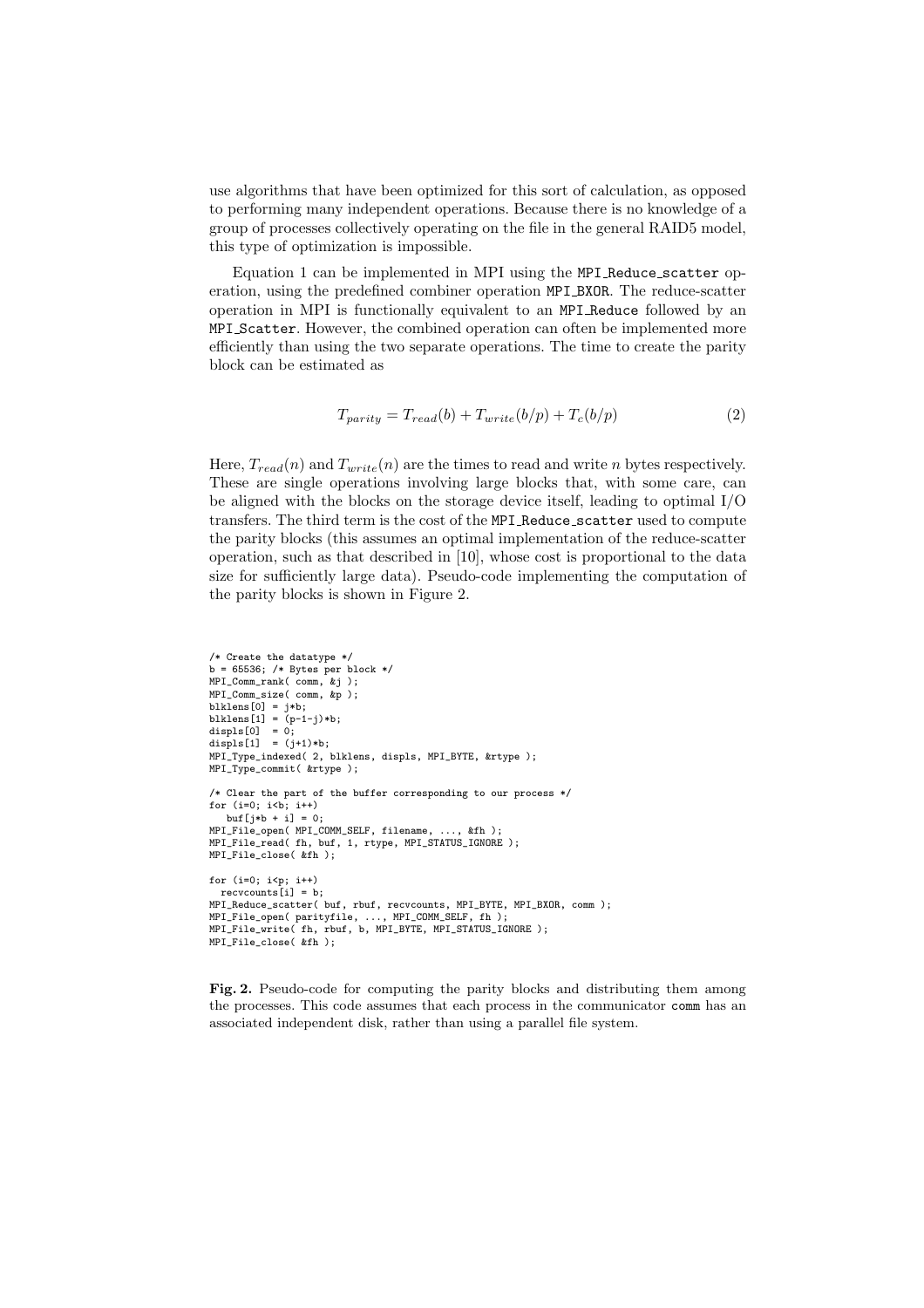use algorithms that have been optimized for this sort of calculation, as opposed to performing many independent operations. Because there is no knowledge of a group of processes collectively operating on the file in the general RAID5 model, this type of optimization is impossible.

Equation 1 can be implemented in MPI using the `MPI_Reduce_scatter` operation, using the predefined combiner operation `MPI_BXOR`. The reduce-scatter operation in MPI is functionally equivalent to an `MPI_Reduce` followed by an `MPI_Scatter`. However, the combined operation can often be implemented more efficiently than using the two separate operations. The time to create the parity block can be estimated as

$$T_{parity} = T_{read}(b) + T_{write}(b/p) + T_c(b/p) \tag{2}$$

Here, $T_{read}(n)$ and $T_{write}(n)$ are the times to read and write $n$ bytes respectively. These are single operations involving large blocks that, with some care, can be aligned with the blocks on the storage device itself, leading to optimal I/O transfers. The third term is the cost of the `MPI_Reduce_scatter` used to compute the parity blocks (this assumes an optimal implementation of the reduce-scatter operation, such as that described in [10], whose cost is proportional to the data size for sufficiently large data). Pseudo-code implementing the computation of the parity blocks is shown in Figure 2.

```
/* Create the datatype */
b = 65536; /* Bytes per block */
MPI_Comm_rank( comm, &j );
MPI_Comm_size( comm, &p );
blklens[0] = j*b;
blklens[1] = (p-1-j)*b;
displs[0]  = 0;
displs[1]  = (j+1)*b;
MPI_Type_indexed( 2, blklens, displs, MPI_BYTE, &rtype );
MPI_Type_commit( &rtype );

/* Clear the part of the buffer corresponding to our process */
for (i=0; i<b; i++)
   buf[j*b + i] = 0;
MPI_File_open( MPI_COMM_SELF, filename, ..., &fh );
MPI_File_read( fh, buf, 1, rtype, MPI_STATUS_IGNORE );
MPI_File_close( &fh );

for (i=0; i<p; i++)
  recvcounts[i] = b;
MPI_Reduce_scatter( buf, rbuf, recvcounts, MPI_BYTE, MPI_BXOR, comm );
MPI_File_open( parityfile, ..., MPI_COMM_SELF, fh );
MPI_File_write( fh, rbuf, b, MPI_BYTE, MPI_STATUS_IGNORE );
MPI_File_close( &fh );
```

**Fig. 2.** Pseudo-code for computing the parity blocks and distributing them among the processes. This code assumes that each process in the communicator `comm` has an associated independent disk, rather than using a parallel file system.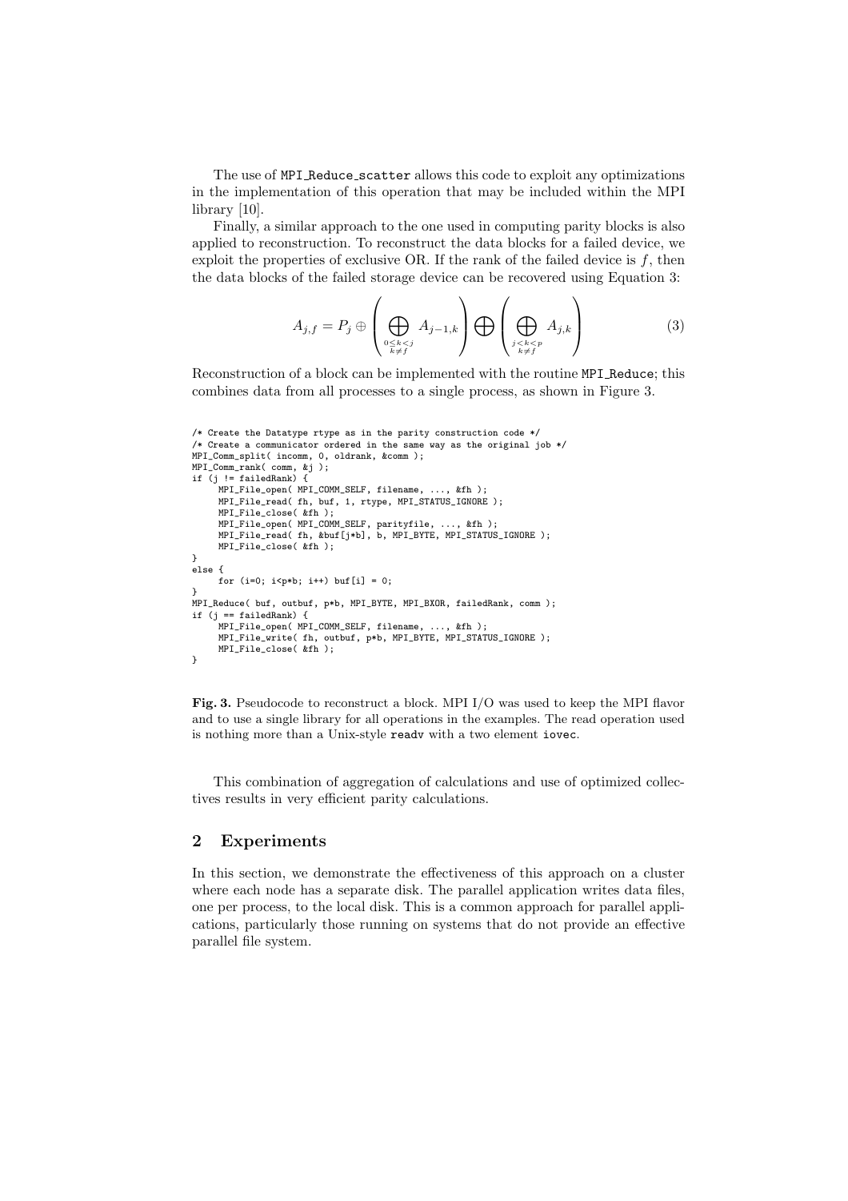The use of `MPI_Reduce_scatter` allows this code to exploit any optimizations in the implementation of this operation that may be included within the MPI library [10].

Finally, a similar approach to the one used in computing parity blocks is also applied to reconstruction. To reconstruct the data blocks for a failed device, we exploit the properties of exclusive OR. If the rank of the failed device is $f$, then the data blocks of the failed storage device can be recovered using Equation 3:

$$A_{j,f} = P_j \oplus \left( \bigoplus_{\substack{0 \le k < j \\ k \ne f}} A_{j-1,k} \right) \bigoplus \left( \bigoplus_{\substack{j < k < p \\ k \ne f}} A_{j,k} \right) \tag{3}$$

Reconstruction of a block can be implemented with the routine `MPI_Reduce`; this combines data from all processes to a single process, as shown in Figure 3.

```
/* Create the Datatype rtype as in the parity construction code */
/* Create a communicator ordered in the same way as the original job */
MPI_Comm_split( incomm, 0, oldrank, &comm );
MPI_Comm_rank( comm, &j );
if (j != failedRank) {
     MPI_File_open( MPI_COMM_SELF, filename, ..., &fh );
     MPI_File_read( fh, buf, 1, rtype, MPI_STATUS_IGNORE );
     MPI_File_close( &fh );
     MPI_File_open( MPI_COMM_SELF, parityfile, ..., &fh );
     MPI_File_read( fh, &buf[j*b], b, MPI_BYTE, MPI_STATUS_IGNORE );
     MPI_File_close( &fh );
}
else {
     for (i=0; i<p*b; i++) buf[i] = 0;
}
MPI_Reduce( buf, outbuf, p*b, MPI_BYTE, MPI_BXOR, failedRank, comm );
if (j == failedRank) {
     MPI_File_open( MPI_COMM_SELF, filename, ..., &fh );
     MPI_File_write( fh, outbuf, p*b, MPI_BYTE, MPI_STATUS_IGNORE );
     MPI_File_close( &fh );
}
```

**Fig. 3.** Pseudocode to reconstruct a block. MPI I/O was used to keep the MPI flavor and to use a single library for all operations in the examples. The read operation used is nothing more than a Unix-style `readv` with a two element `iovec`.

This combination of aggregation of calculations and use of optimized collectives results in very efficient parity calculations.

## 2 Experiments

In this section, we demonstrate the effectiveness of this approach on a cluster where each node has a separate disk. The parallel application writes data files, one per process, to the local disk. This is a common approach for parallel applications, particularly those running on systems that do not provide an effective parallel file system.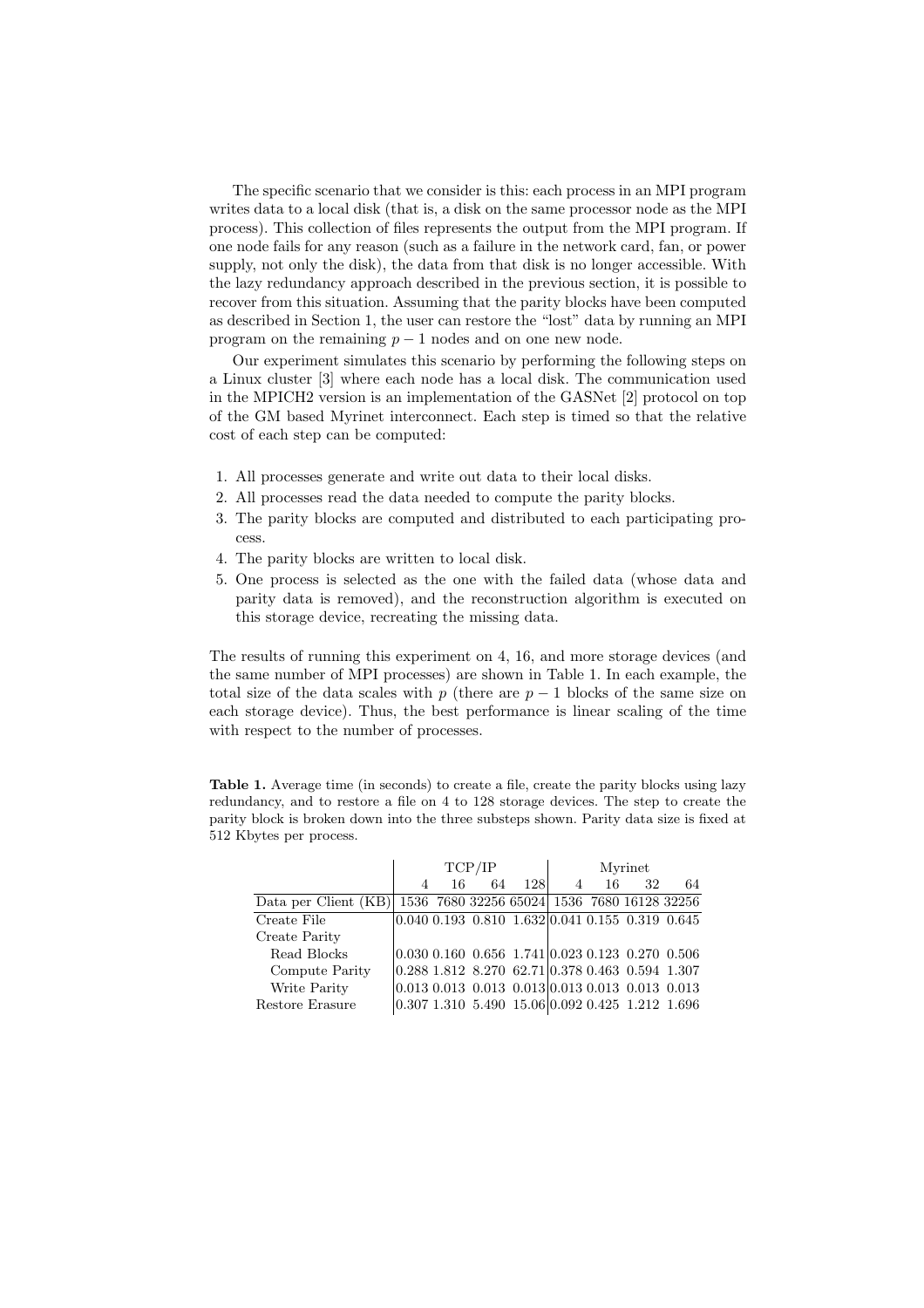The specific scenario that we consider is this: each process in an MPI program writes data to a local disk (that is, a disk on the same processor node as the MPI process). This collection of files represents the output from the MPI program. If one node fails for any reason (such as a failure in the network card, fan, or power supply, not only the disk), the data from that disk is no longer accessible. With the lazy redundancy approach described in the previous section, it is possible to recover from this situation. Assuming that the parity blocks have been computed as described in Section 1, the user can restore the "lost" data by running an MPI program on the remaining $p-1$ nodes and on one new node.

Our experiment simulates this scenario by performing the following steps on a Linux cluster [3] where each node has a local disk. The communication used in the MPICH2 version is an implementation of the GASNet [2] protocol on top of the GM based Myrinet interconnect. Each step is timed so that the relative cost of each step can be computed:

1. All processes generate and write out data to their local disks.
2. All processes read the data needed to compute the parity blocks.
3. The parity blocks are computed and distributed to each participating process.
4. The parity blocks are written to local disk.
5. One process is selected as the one with the failed data (whose data and parity data is removed), and the reconstruction algorithm is executed on this storage device, recreating the missing data.

The results of running this experiment on 4, 16, and more storage devices (and the same number of MPI processes) are shown in Table 1. In each example, the total size of the data scales with $p$ (there are $p-1$ blocks of the same size on each storage device). Thus, the best performance is linear scaling of the time with respect to the number of processes.

**Table 1.** Average time (in seconds) to create a file, create the parity blocks using lazy redundancy, and to restore a file on 4 to 128 storage devices. The step to create the parity block is broken down into the three substeps shown. Parity data size is fixed at 512 Kbytes per process.

| | TCP/IP | | | | Myrinet | | | |
|---|---|---|---|---|---|---|---|---|
| | 4 | 16 | 64 | 128 | 4 | 16 | 32 | 64 |
| Data per Client (KB) | 1536 | 7680 | 32256 | 65024 | 1536 | 7680 | 16128 | 32256 |
| Create File | 0.040 | 0.193 | 0.810 | 1.632 | 0.041 | 0.155 | 0.319 | 0.645 |
| Create Parity | | | | | | | | |
| Read Blocks | 0.030 | 0.160 | 0.656 | 1.741 | 0.023 | 0.123 | 0.270 | 0.506 |
| Compute Parity | 0.288 | 1.812 | 8.270 | 62.71 | 0.378 | 0.463 | 0.594 | 1.307 |
| Write Parity | 0.013 | 0.013 | 0.013 | 0.013 | 0.013 | 0.013 | 0.013 | 0.013 |
| Restore Erasure | 0.307 | 1.310 | 5.490 | 15.06 | 0.092 | 0.425 | 1.212 | 1.696 |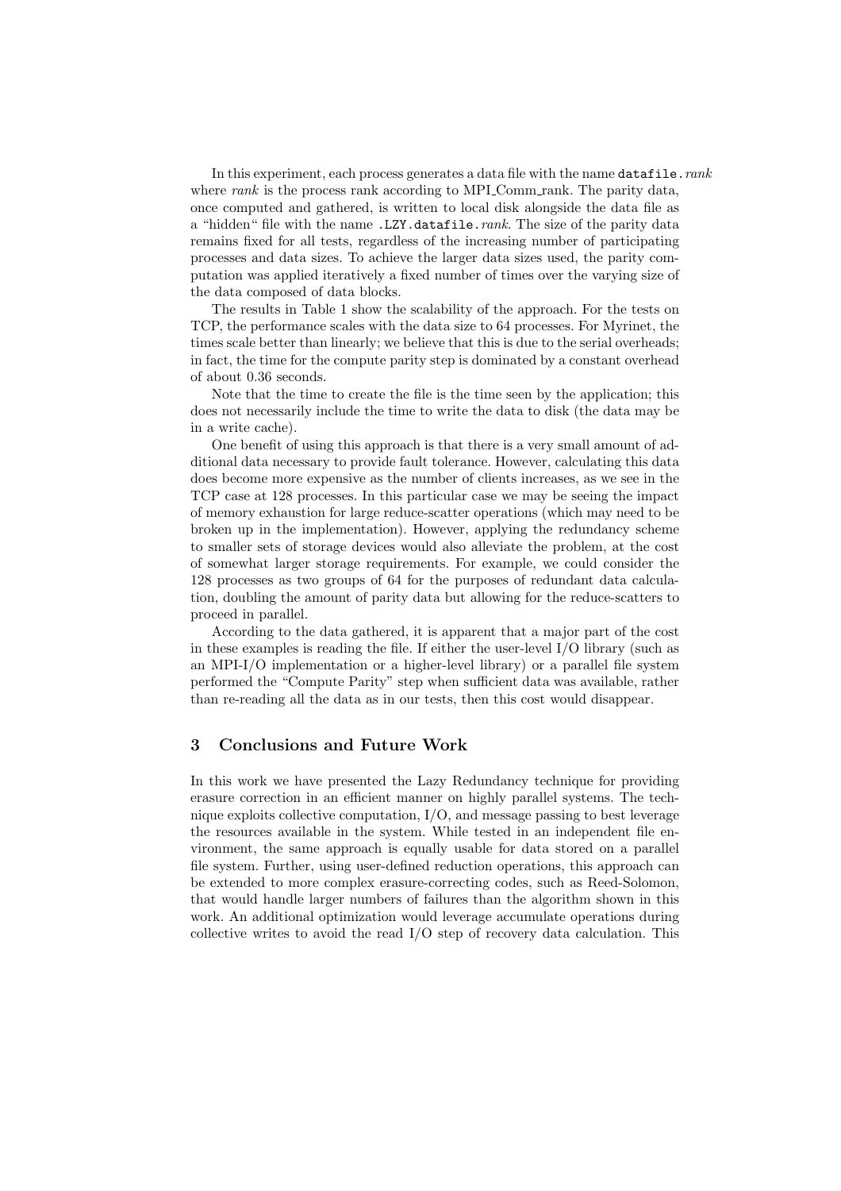In this experiment, each process generates a data file with the name `datafile.`*rank* where *rank* is the process rank according to MPI_Comm_rank. The parity data, once computed and gathered, is written to local disk alongside the data file as a "hidden" file with the name `.LZY.datafile.`*rank*. The size of the parity data remains fixed for all tests, regardless of the increasing number of participating processes and data sizes. To achieve the larger data sizes used, the parity computation was applied iteratively a fixed number of times over the varying size of the data composed of data blocks.

The results in Table 1 show the scalability of the approach. For the tests on TCP, the performance scales with the data size to 64 processes. For Myrinet, the times scale better than linearly; we believe that this is due to the serial overheads; in fact, the time for the compute parity step is dominated by a constant overhead of about 0.36 seconds.

Note that the time to create the file is the time seen by the application; this does not necessarily include the time to write the data to disk (the data may be in a write cache).

One benefit of using this approach is that there is a very small amount of additional data necessary to provide fault tolerance. However, calculating this data does become more expensive as the number of clients increases, as we see in the TCP case at 128 processes. In this particular case we may be seeing the impact of memory exhaustion for large reduce-scatter operations (which may need to be broken up in the implementation). However, applying the redundancy scheme to smaller sets of storage devices would also alleviate the problem, at the cost of somewhat larger storage requirements. For example, we could consider the 128 processes as two groups of 64 for the purposes of redundant data calculation, doubling the amount of parity data but allowing for the reduce-scatters to proceed in parallel.

According to the data gathered, it is apparent that a major part of the cost in these examples is reading the file. If either the user-level I/O library (such as an MPI-I/O implementation or a higher-level library) or a parallel file system performed the "Compute Parity" step when sufficient data was available, rather than re-reading all the data as in our tests, then this cost would disappear.

## 3 Conclusions and Future Work

In this work we have presented the Lazy Redundancy technique for providing erasure correction in an efficient manner on highly parallel systems. The technique exploits collective computation, I/O, and message passing to best leverage the resources available in the system. While tested in an independent file environment, the same approach is equally usable for data stored on a parallel file system. Further, using user-defined reduction operations, this approach can be extended to more complex erasure-correcting codes, such as Reed-Solomon, that would handle larger numbers of failures than the algorithm shown in this work. An additional optimization would leverage accumulate operations during collective writes to avoid the read I/O step of recovery data calculation. This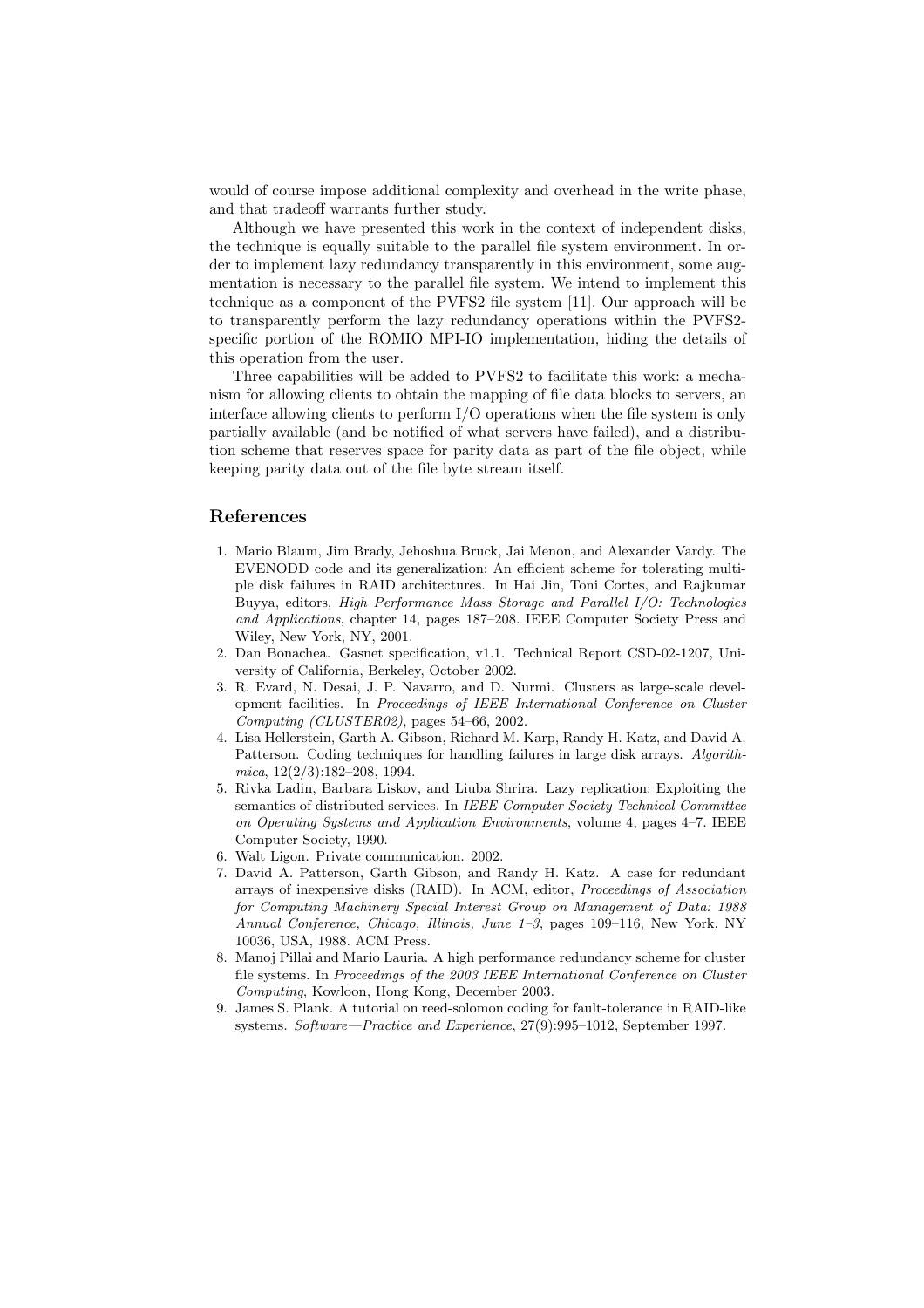would of course impose additional complexity and overhead in the write phase, and that tradeoff warrants further study.

Although we have presented this work in the context of independent disks, the technique is equally suitable to the parallel file system environment. In order to implement lazy redundancy transparently in this environment, some augmentation is necessary to the parallel file system. We intend to implement this technique as a component of the PVFS2 file system [11]. Our approach will be to transparently perform the lazy redundancy operations within the PVFS2-specific portion of the ROMIO MPI-IO implementation, hiding the details of this operation from the user.

Three capabilities will be added to PVFS2 to facilitate this work: a mechanism for allowing clients to obtain the mapping of file data blocks to servers, an interface allowing clients to perform I/O operations when the file system is only partially available (and be notified of what servers have failed), and a distribution scheme that reserves space for parity data as part of the file object, while keeping parity data out of the file byte stream itself.

## References

1. Mario Blaum, Jim Brady, Jehoshua Bruck, Jai Menon, and Alexander Vardy. The EVENODD code and its generalization: An efficient scheme for tolerating multiple disk failures in RAID architectures. In Hai Jin, Toni Cortes, and Rajkumar Buyya, editors, *High Performance Mass Storage and Parallel I/O: Technologies and Applications*, chapter 14, pages 187–208. IEEE Computer Society Press and Wiley, New York, NY, 2001.
2. Dan Bonachea. Gasnet specification, v1.1. Technical Report CSD-02-1207, University of California, Berkeley, October 2002.
3. R. Evard, N. Desai, J. P. Navarro, and D. Nurmi. Clusters as large-scale development facilities. In *Proceedings of IEEE International Conference on Cluster Computing (CLUSTER02)*, pages 54–66, 2002.
4. Lisa Hellerstein, Garth A. Gibson, Richard M. Karp, Randy H. Katz, and David A. Patterson. Coding techniques for handling failures in large disk arrays. *Algorithmica*, 12(2/3):182–208, 1994.
5. Rivka Ladin, Barbara Liskov, and Liuba Shrira. Lazy replication: Exploiting the semantics of distributed services. In *IEEE Computer Society Technical Committee on Operating Systems and Application Environments*, volume 4, pages 4–7. IEEE Computer Society, 1990.
6. Walt Ligon. Private communication. 2002.
7. David A. Patterson, Garth Gibson, and Randy H. Katz. A case for redundant arrays of inexpensive disks (RAID). In ACM, editor, *Proceedings of Association for Computing Machinery Special Interest Group on Management of Data: 1988 Annual Conference, Chicago, Illinois, June 1–3*, pages 109–116, New York, NY 10036, USA, 1988. ACM Press.
8. Manoj Pillai and Mario Lauria. A high performance redundancy scheme for cluster file systems. In *Proceedings of the 2003 IEEE International Conference on Cluster Computing*, Kowloon, Hong Kong, December 2003.
9. James S. Plank. A tutorial on reed-solomon coding for fault-tolerance in RAID-like systems. *Software—Practice and Experience*, 27(9):995–1012, September 1997.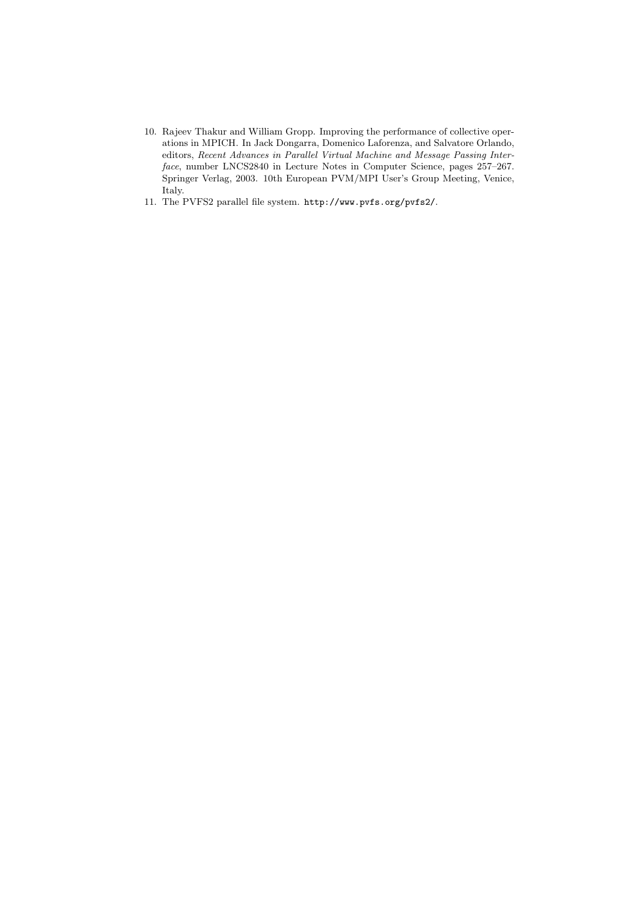10. Rajeev Thakur and William Gropp. Improving the performance of collective operations in MPICH. In Jack Dongarra, Domenico Laforenza, and Salvatore Orlando, editors, *Recent Advances in Parallel Virtual Machine and Message Passing Interface*, number LNCS2840 in Lecture Notes in Computer Science, pages 257–267. Springer Verlag, 2003. 10th European PVM/MPI User's Group Meeting, Venice, Italy.
11. The PVFS2 parallel file system. `http://www.pvfs.org/pvfs2/`.